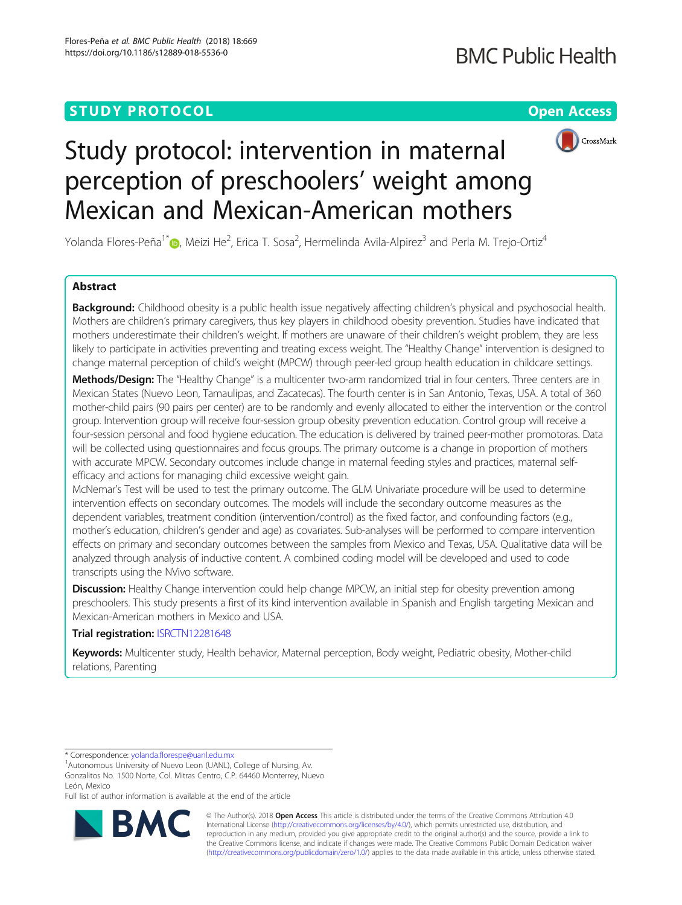STUDY PROTOCOL

Open Access

# Study protocol: intervention in maternal perception of preschoolers' weight among Mexican and Mexican-American mothers

Yolanda Flores-Peña[1*], Meizi He[2], Erica T. Sosa[2], Hermelinda Avila-Alpirez[3] and Perla M. Trejo-Ortiz[4]

## Abstract

**Background:** Childhood obesity is a public health issue negatively affecting children's physical and psychosocial health. Mothers are children's primary caregivers, thus key players in childhood obesity prevention. Studies have indicated that mothers underestimate their children's weight. If mothers are unaware of their children's weight problem, they are less likely to participate in activities preventing and treating excess weight. The "Healthy Change" intervention is designed to change maternal perception of child's weight (MPCW) through peer-led group health education in childcare settings.

**Methods/Design:** The "Healthy Change" is a multicenter two-arm randomized trial in four centers. Three centers are in Mexican States (Nuevo Leon, Tamaulipas, and Zacatecas). The fourth center is in San Antonio, Texas, USA. A total of 360 mother-child pairs (90 pairs per center) are to be randomly and evenly allocated to either the intervention or the control group. Intervention group will receive four-session group obesity prevention education. Control group will receive a four-session personal and food hygiene education. The education is delivered by trained peer-mother promotoras. Data will be collected using questionnaires and focus groups. The primary outcome is a change in proportion of mothers with accurate MPCW. Secondary outcomes include change in maternal feeding styles and practices, maternal self-efficacy and actions for managing child excessive weight gain.

McNemar's Test will be used to test the primary outcome. The GLM Univariate procedure will be used to determine intervention effects on secondary outcomes. The models will include the secondary outcome measures as the dependent variables, treatment condition (intervention/control) as the fixed factor, and confounding factors (e.g., mother's education, children's gender and age) as covariates. Sub-analyses will be performed to compare intervention effects on primary and secondary outcomes between the samples from Mexico and Texas, USA. Qualitative data will be analyzed through analysis of inductive content. A combined coding model will be developed and used to code transcripts using the NVivo software.

**Discussion:** Healthy Change intervention could help change MPCW, an initial step for obesity prevention among preschoolers. This study presents a first of its kind intervention available in Spanish and English targeting Mexican and Mexican-American mothers in Mexico and USA.

**Trial registration:** ISRCTN12281648

**Keywords:** Multicenter study, Health behavior, Maternal perception, Body weight, Pediatric obesity, Mother-child relations, Parenting

* Correspondence: yolanda.florespe@uanl.edu.mx

[1]Autonomous University of Nuevo Leon (UANL), College of Nursing, Av. Gonzalitos No. 1500 Norte, Col. Mitras Centro, C.P. 64460 Monterrey, Nuevo León, Mexico

Full list of author information is available at the end of the article

© The Author(s). 2018 **Open Access** This article is distributed under the terms of the Creative Commons Attribution 4.0 International License (http://creativecommons.org/licenses/by/4.0/), which permits unrestricted use, distribution, and reproduction in any medium, provided you give appropriate credit to the original author(s) and the source, provide a link to the Creative Commons license, and indicate if changes were made. The Creative Commons Public Domain Dedication waiver (http://creativecommons.org/publicdomain/zero/1.0/) applies to the data made available in this article, unless otherwise stated.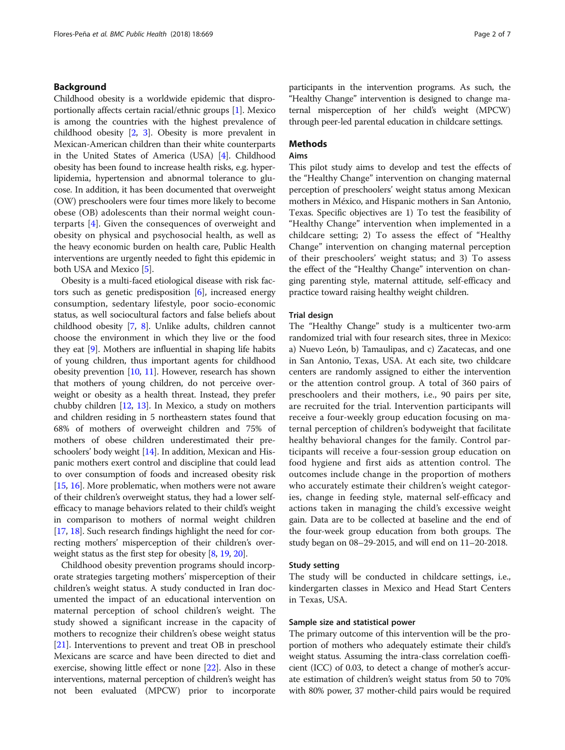## Background

Childhood obesity is a worldwide epidemic that disproportionally affects certain racial/ethnic groups [1]. Mexico is among the countries with the highest prevalence of childhood obesity [2, 3]. Obesity is more prevalent in Mexican-American children than their white counterparts in the United States of America (USA) [4]. Childhood obesity has been found to increase health risks, e.g. hyperlipidemia, hypertension and abnormal tolerance to glucose. In addition, it has been documented that overweight (OW) preschoolers were four times more likely to become obese (OB) adolescents than their normal weight counterparts [4]. Given the consequences of overweight and obesity on physical and psychosocial health, as well as the heavy economic burden on health care, Public Health interventions are urgently needed to fight this epidemic in both USA and Mexico [5].

Obesity is a multi-faced etiological disease with risk factors such as genetic predisposition [6], increased energy consumption, sedentary lifestyle, poor socio-economic status, as well sociocultural factors and false beliefs about childhood obesity [7, 8]. Unlike adults, children cannot choose the environment in which they live or the food they eat [9]. Mothers are influential in shaping life habits of young children, thus important agents for childhood obesity prevention [10, 11]. However, research has shown that mothers of young children, do not perceive overweight or obesity as a health threat. Instead, they prefer chubby children [12, 13]. In Mexico, a study on mothers and children residing in 5 northeastern states found that 68% of mothers of overweight children and 75% of mothers of obese children underestimated their preschoolers' body weight [14]. In addition, Mexican and Hispanic mothers exert control and discipline that could lead to over consumption of foods and increased obesity risk [15, 16]. More problematic, when mothers were not aware of their children's overweight status, they had a lower self-efficacy to manage behaviors related to their child's weight in comparison to mothers of normal weight children [17, 18]. Such research findings highlight the need for correcting mothers' misperception of their children's overweight status as the first step for obesity [8, 19, 20].

Childhood obesity prevention programs should incorporate strategies targeting mothers' misperception of their children's weight status. A study conducted in Iran documented the impact of an educational intervention on maternal perception of school children's weight. The study showed a significant increase in the capacity of mothers to recognize their children's obese weight status [21]. Interventions to prevent and treat OB in preschool Mexicans are scarce and have been directed to diet and exercise, showing little effect or none [22]. Also in these interventions, maternal perception of children's weight has not been evaluated (MPCW) prior to incorporate participants in the intervention programs. As such, the "Healthy Change" intervention is designed to change maternal misperception of her child's weight (MPCW) through peer-led parental education in childcare settings.

## Methods

### Aims

This pilot study aims to develop and test the effects of the "Healthy Change" intervention on changing maternal perception of preschoolers' weight status among Mexican mothers in México, and Hispanic mothers in San Antonio, Texas. Specific objectives are 1) To test the feasibility of "Healthy Change" intervention when implemented in a childcare setting; 2) To assess the effect of "Healthy Change" intervention on changing maternal perception of their preschoolers' weight status; and 3) To assess the effect of the "Healthy Change" intervention on changing parenting style, maternal attitude, self-efficacy and practice toward raising healthy weight children.

### Trial design

The "Healthy Change" study is a multicenter two-arm randomized trial with four research sites, three in Mexico: a) Nuevo León, b) Tamaulipas, and c) Zacatecas, and one in San Antonio, Texas, USA. At each site, two childcare centers are randomly assigned to either the intervention or the attention control group. A total of 360 pairs of preschoolers and their mothers, i.e., 90 pairs per site, are recruited for the trial. Intervention participants will receive a four-weekly group education focusing on maternal perception of children's bodyweight that facilitate healthy behavioral changes for the family. Control participants will receive a four-session group education on food hygiene and first aids as attention control. The outcomes include change in the proportion of mothers who accurately estimate their children's weight categories, change in feeding style, maternal self-efficacy and actions taken in managing the child's excessive weight gain. Data are to be collected at baseline and the end of the four-week group education from both groups. The study began on 08–29-2015, and will end on 11–20-2018.

### Study setting

The study will be conducted in childcare settings, i.e., kindergarten classes in Mexico and Head Start Centers in Texas, USA.

### Sample size and statistical power

The primary outcome of this intervention will be the proportion of mothers who adequately estimate their child's weight status. Assuming the intra-class correlation coefficient (ICC) of 0.03, to detect a change of mother's accurate estimation of children's weight status from 50 to 70% with 80% power, 37 mother-child pairs would be required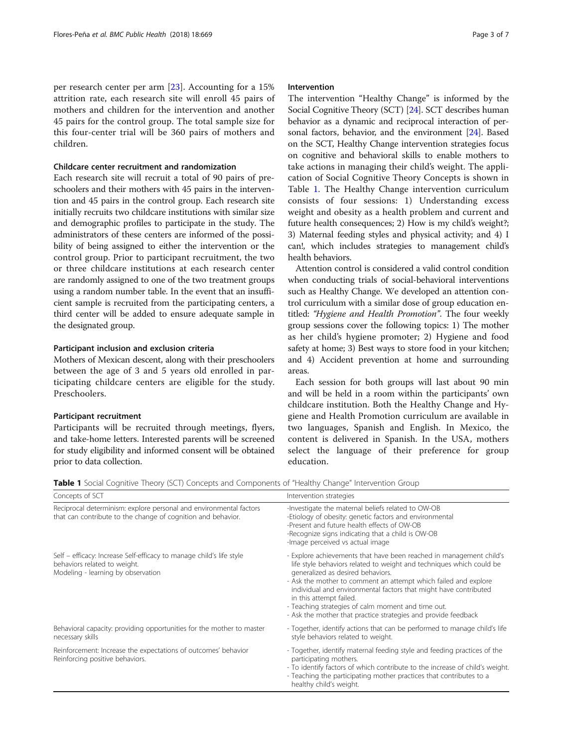per research center per arm [23]. Accounting for a 15% attrition rate, each research site will enroll 45 pairs of mothers and children for the intervention and another 45 pairs for the control group. The total sample size for this four-center trial will be 360 pairs of mothers and children.

### Childcare center recruitment and randomization

Each research site will recruit a total of 90 pairs of preschoolers and their mothers with 45 pairs in the intervention and 45 pairs in the control group. Each research site initially recruits two childcare institutions with similar size and demographic profiles to participate in the study. The administrators of these centers are informed of the possibility of being assigned to either the intervention or the control group. Prior to participant recruitment, the two or three childcare institutions at each research center are randomly assigned to one of the two treatment groups using a random number table. In the event that an insufficient sample is recruited from the participating centers, a third center will be added to ensure adequate sample in the designated group.

### Participant inclusion and exclusion criteria

Mothers of Mexican descent, along with their preschoolers between the age of 3 and 5 years old enrolled in participating childcare centers are eligible for the study. Preschoolers.

### Participant recruitment

Participants will be recruited through meetings, flyers, and take-home letters. Interested parents will be screened for study eligibility and informed consent will be obtained prior to data collection.

### Intervention

The intervention "Healthy Change" is informed by the Social Cognitive Theory (SCT) [24]. SCT describes human behavior as a dynamic and reciprocal interaction of personal factors, behavior, and the environment [24]. Based on the SCT, Healthy Change intervention strategies focus on cognitive and behavioral skills to enable mothers to take actions in managing their child's weight. The application of Social Cognitive Theory Concepts is shown in Table 1. The Healthy Change intervention curriculum consists of four sessions: 1) Understanding excess weight and obesity as a health problem and current and future health consequences; 2) How is my child's weight?; 3) Maternal feeding styles and physical activity; and 4) I can!, which includes strategies to management child's health behaviors.

Attention control is considered a valid control condition when conducting trials of social-behavioral interventions such as Healthy Change. We developed an attention control curriculum with a similar dose of group education entitled: *"Hygiene and Health Promotion"*. The four weekly group sessions cover the following topics: 1) The mother as her child's hygiene promoter; 2) Hygiene and food safety at home; 3) Best ways to store food in your kitchen; and 4) Accident prevention at home and surrounding areas.

Each session for both groups will last about 90 min and will be held in a room within the participants' own childcare institution. Both the Healthy Change and Hygiene and Health Promotion curriculum are available in two languages, Spanish and English. In Mexico, the content is delivered in Spanish. In the USA, mothers select the language of their preference for group education.

**Table 1** Social Cognitive Theory (SCT) Concepts and Components of "Healthy Change" Intervention Group

| Concepts of SCT | Intervention strategies |
| --- | --- |
| Reciprocal determinism: explore personal and environmental factors that can contribute to the change of cognition and behavior. | -Investigate the maternal beliefs related to OW-OB<br>-Etiology of obesity: genetic factors and environmental<br>-Present and future health effects of OW-OB<br>-Recognize signs indicating that a child is OW-OB<br>-Image perceived vs actual image |
| Self – efficacy: Increase Self-efficacy to manage child's life style behaviors related to weight.<br>Modeling - learning by observation | - Explore achievements that have been reached in management child's life style behaviors related to weight and techniques which could be generalized as desired behaviors.<br>- Ask the mother to comment an attempt which failed and explore individual and environmental factors that might have contributed in this attempt failed.<br>- Teaching strategies of calm moment and time out.<br>- Ask the mother that practice strategies and provide feedback |
| Behavioral capacity: providing opportunities for the mother to master necessary skills | - Together, identify actions that can be performed to manage child's life style behaviors related to weight. |
| Reinforcement: Increase the expectations of outcomes' behavior<br>Reinforcing positive behaviors. | - Together, identify maternal feeding style and feeding practices of the participating mothers.<br>- To identify factors of which contribute to the increase of child's weight.<br>- Teaching the participating mother practices that contributes to a healthy child's weight. |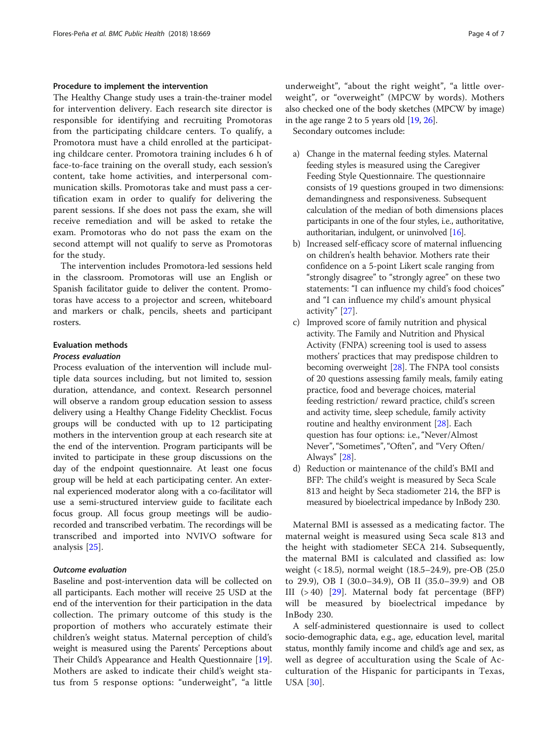### Procedure to implement the intervention

The Healthy Change study uses a train-the-trainer model for intervention delivery. Each research site director is responsible for identifying and recruiting Promotoras from the participating childcare centers. To qualify, a Promotora must have a child enrolled at the participating childcare center. Promotora training includes 6 h of face-to-face training on the overall study, each session's content, take home activities, and interpersonal communication skills. Promotoras take and must pass a certification exam in order to qualify for delivering the parent sessions. If she does not pass the exam, she will receive remediation and will be asked to retake the exam. Promotoras who do not pass the exam on the second attempt will not qualify to serve as Promotoras for the study.

The intervention includes Promotora-led sessions held in the classroom. Promotoras will use an English or Spanish facilitator guide to deliver the content. Promotoras have access to a projector and screen, whiteboard and markers or chalk, pencils, sheets and participant rosters.

### Evaluation methods

#### *Process evaluation*

Process evaluation of the intervention will include multiple data sources including, but not limited to, session duration, attendance, and context. Research personnel will observe a random group education session to assess delivery using a Healthy Change Fidelity Checklist. Focus groups will be conducted with up to 12 participating mothers in the intervention group at each research site at the end of the intervention. Program participants will be invited to participate in these group discussions on the day of the endpoint questionnaire. At least one focus group will be held at each participating center. An external experienced moderator along with a co-facilitator will use a semi-structured interview guide to facilitate each focus group. All focus group meetings will be audio-recorded and transcribed verbatim. The recordings will be transcribed and imported into NVIVO software for analysis [25].

#### *Outcome evaluation*

Baseline and post-intervention data will be collected on all participants. Each mother will receive 25 USD at the end of the intervention for their participation in the data collection. The primary outcome of this study is the proportion of mothers who accurately estimate their children's weight status. Maternal perception of child's weight is measured using the Parents' Perceptions about Their Child's Appearance and Health Questionnaire [19]. Mothers are asked to indicate their child's weight status from 5 response options: "underweight", "a little underweight", "about the right weight", "a little overweight", or "overweight" (MPCW by words). Mothers also checked one of the body sketches (MPCW by image) in the age range 2 to 5 years old [19, 26].

Secondary outcomes include:

a) Change in the maternal feeding styles. Maternal feeding styles is measured using the Caregiver Feeding Style Questionnaire. The questionnaire consists of 19 questions grouped in two dimensions: demandingness and responsiveness. Subsequent calculation of the median of both dimensions places participants in one of the four styles, i.e., authoritative, authoritarian, indulgent, or uninvolved [16].
b) Increased self-efficacy score of maternal influencing on children's health behavior. Mothers rate their confidence on a 5-point Likert scale ranging from "strongly disagree" to "strongly agree" on these two statements: "I can influence my child's food choices" and "I can influence my child's amount physical activity" [27].
c) Improved score of family nutrition and physical activity. The Family and Nutrition and Physical Activity (FNPA) screening tool is used to assess mothers' practices that may predispose children to becoming overweight [28]. The FNPA tool consists of 20 questions assessing family meals, family eating practice, food and beverage choices, material feeding restriction/ reward practice, child's screen and activity time, sleep schedule, family activity routine and healthy environment [28]. Each question has four options: i.e., "Never/Almost Never", "Sometimes", "Often", and "Very Often/ Always" [28].
d) Reduction or maintenance of the child's BMI and BFP: The child's weight is measured by Seca Scale 813 and height by Seca stadiometer 214, the BFP is measured by bioelectrical impedance by InBody 230.

Maternal BMI is assessed as a medicating factor. The maternal weight is measured using Seca scale 813 and the height with stadiometer SECA 214. Subsequently, the maternal BMI is calculated and classified as: low weight (< 18.5), normal weight (18.5–24.9), pre-OB (25.0 to 29.9), OB I (30.0–34.9), OB II (35.0–39.9) and OB III (> 40) [29]. Maternal body fat percentage (BFP) will be measured by bioelectrical impedance by InBody 230.

A self-administered questionnaire is used to collect socio-demographic data, e.g., age, education level, marital status, monthly family income and child's age and sex, as well as degree of acculturation using the Scale of Acculturation of the Hispanic for participants in Texas, USA [30].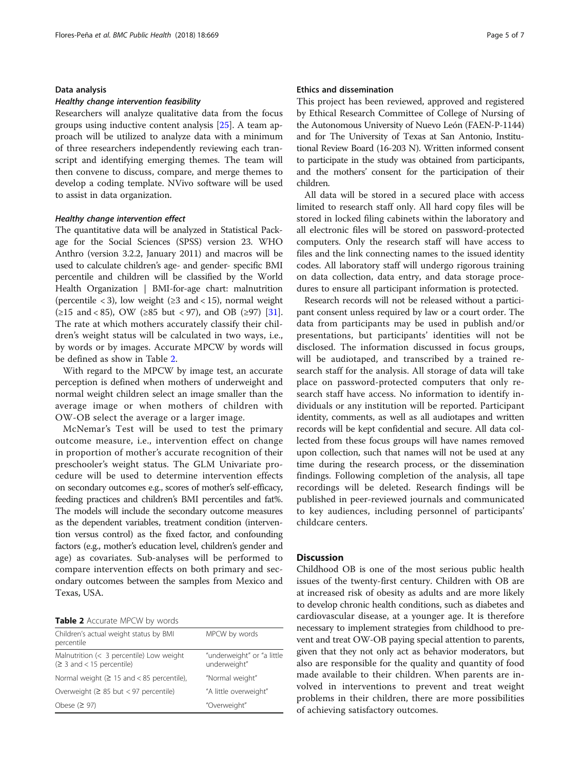### Data analysis

#### *Healthy change intervention feasibility*

Researchers will analyze qualitative data from the focus groups using inductive content analysis [25]. A team approach will be utilized to analyze data with a minimum of three researchers independently reviewing each transcript and identifying emerging themes. The team will then convene to discuss, compare, and merge themes to develop a coding template. NVivo software will be used to assist in data organization.

#### *Healthy change intervention effect*

The quantitative data will be analyzed in Statistical Package for the Social Sciences (SPSS) version 23. WHO Anthro (version 3.2.2, January 2011) and macros will be used to calculate children's age- and gender- specific BMI percentile and children will be classified by the World Health Organization | BMI-for-age chart: malnutrition (percentile $< 3$), low weight ($\geq 3$ and $< 15$), normal weight ($\geq 15$ and $< 85$), OW ($\geq 85$ but $< 97$), and OB ($\geq 97$) [31]. The rate at which mothers accurately classify their children's weight status will be calculated in two ways, i.e., by words or by images. Accurate MPCW by words will be defined as show in Table 2.

With regard to the MPCW by image test, an accurate perception is defined when mothers of underweight and normal weight children select an image smaller than the average image or when mothers of children with OW-OB select the average or a larger image.

McNemar's Test will be used to test the primary outcome measure, i.e., intervention effect on change in proportion of mother's accurate recognition of their preschooler's weight status. The GLM Univariate procedure will be used to determine intervention effects on secondary outcomes e.g., scores of mother's self-efficacy, feeding practices and children's BMI percentiles and fat%. The models will include the secondary outcome measures as the dependent variables, treatment condition (intervention versus control) as the fixed factor, and confounding factors (e.g., mother's education level, children's gender and age) as covariates. Sub-analyses will be performed to compare intervention effects on both primary and secondary outcomes between the samples from Mexico and Texas, USA.

**Table 2** Accurate MPCW by words

| Children's actual weight status by BMI percentile | MPCW by words |
|---|---|
| Malnutrition ($< 3$ percentile) Low weight ($\geq 3$ and $< 15$ percentile) | "underweight" or "a little underweight" |
| Normal weight ($\geq 15$ and $< 85$ percentile), | "Normal weight" |
| Overweight ($\geq 85$ but $< 97$ percentile) | "A little overweight" |
| Obese ($\geq 97$) | "Overweight" |

### Ethics and dissemination

This project has been reviewed, approved and registered by Ethical Research Committee of College of Nursing of the Autonomous University of Nuevo León (FAEN-P-1144) and for The University of Texas at San Antonio, Institutional Review Board (16-203 N). Written informed consent to participate in the study was obtained from participants, and the mothers' consent for the participation of their children.

All data will be stored in a secured place with access limited to research staff only. All hard copy files will be stored in locked filing cabinets within the laboratory and all electronic files will be stored on password-protected computers. Only the research staff will have access to files and the link connecting names to the issued identity codes. All laboratory staff will undergo rigorous training on data collection, data entry, and data storage procedures to ensure all participant information is protected.

Research records will not be released without a participant consent unless required by law or a court order. The data from participants may be used in publish and/or presentations, but participants' identities will not be disclosed. The information discussed in focus groups, will be audiotaped, and transcribed by a trained research staff for the analysis. All storage of data will take place on password-protected computers that only research staff have access. No information to identify individuals or any institution will be reported. Participant identity, comments, as well as all audiotapes and written records will be kept confidential and secure. All data collected from these focus groups will have names removed upon collection, such that names will not be used at any time during the research process, or the dissemination findings. Following completion of the analysis, all tape recordings will be deleted. Research findings will be published in peer-reviewed journals and communicated to key audiences, including personnel of participants' childcare centers.

## Discussion

Childhood OB is one of the most serious public health issues of the twenty-first century. Children with OB are at increased risk of obesity as adults and are more likely to develop chronic health conditions, such as diabetes and cardiovascular disease, at a younger age. It is therefore necessary to implement strategies from childhood to prevent and treat OW-OB paying special attention to parents, given that they not only act as behavior moderators, but also are responsible for the quality and quantity of food made available to their children. When parents are involved in interventions to prevent and treat weight problems in their children, there are more possibilities of achieving satisfactory outcomes.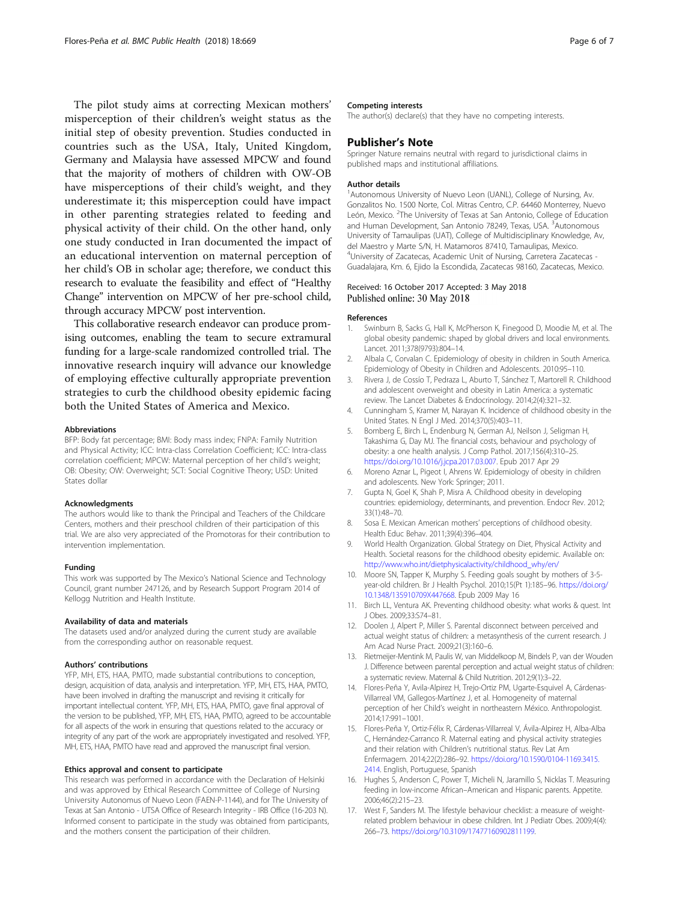The pilot study aims at correcting Mexican mothers' misperception of their children's weight status as the initial step of obesity prevention. Studies conducted in countries such as the USA, Italy, United Kingdom, Germany and Malaysia have assessed MPCW and found that the majority of mothers of children with OW-OB have misperceptions of their child's weight, and they underestimate it; this misperception could have impact in other parenting strategies related to feeding and physical activity of their child. On the other hand, only one study conducted in Iran documented the impact of an educational intervention on maternal perception of her child's OB in scholar age; therefore, we conduct this research to evaluate the feasibility and effect of "Healthy Change" intervention on MPCW of her pre-school child, through accuracy MPCW post intervention.

This collaborative research endeavor can produce promising outcomes, enabling the team to secure extramural funding for a large-scale randomized controlled trial. The innovative research inquiry will advance our knowledge of employing effective culturally appropriate prevention strategies to curb the childhood obesity epidemic facing both the United States of America and Mexico.

#### Abbreviations

BFP: Body fat percentage; BMI: Body mass index; FNPA: Family Nutrition and Physical Activity; ICC: Intra-class Correlation Coefficient; ICC: Intra-class correlation coefficient; MPCW: Maternal perception of her child's weight; OB: Obesity; OW: Overweight; SCT: Social Cognitive Theory; USD: United States dollar

#### Acknowledgments

The authors would like to thank the Principal and Teachers of the Childcare Centers, mothers and their preschool children of their participation of this trial. We are also very appreciated of the Promotoras for their contribution to intervention implementation.

#### Funding

This work was supported by The Mexico's National Science and Technology Council, grant number 247126, and by Research Support Program 2014 of Kellogg Nutrition and Health Institute.

#### Availability of data and materials

The datasets used and/or analyzed during the current study are available from the corresponding author on reasonable request.

#### Authors' contributions

YFP, MH, ETS, HAA, PMTO, made substantial contributions to conception, design, acquisition of data, analysis and interpretation. YFP, MH, ETS, HAA, PMTO, have been involved in drafting the manuscript and revising it critically for important intellectual content. YFP, MH, ETS, HAA, PMTO, gave final approval of the version to be published, YFP, MH, ETS, HAA, PMTO, agreed to be accountable for all aspects of the work in ensuring that questions related to the accuracy or integrity of any part of the work are appropriately investigated and resolved. YFP, MH, ETS, HAA, PMTO have read and approved the manuscript final version.

#### Ethics approval and consent to participate

This research was performed in accordance with the Declaration of Helsinki and was approved by Ethical Research Committee of College of Nursing University Autonomus of Nuevo Leon (FAEN-P-1144), and for The University of Texas at San Antonio - UTSA Office of Research Integrity - IRB Office (16-203 N). Informed consent to participate in the study was obtained from participants, and the mothers consent the participation of their children.

#### Competing interests

The author(s) declare(s) that they have no competing interests.

### Publisher's Note

Springer Nature remains neutral with regard to jurisdictional claims in published maps and institutional affiliations.

#### Author details

[1]Autonomous University of Nuevo Leon (UANL), College of Nursing, Av. Gonzalitos No. 1500 Norte, Col. Mitras Centro, C.P. 64460 Monterrey, Nuevo León, Mexico. [2]The University of Texas at San Antonio, College of Education and Human Development, San Antonio 78249, Texas, USA. [3]Autonomous University of Tamaulipas (UAT), College of Multidisciplinary Knowledge, Av, del Maestro y Marte S/N, H. Matamoros 87410, Tamaulipas, Mexico. [4]University of Zacatecas, Academic Unit of Nursing, Carretera Zacatecas - Guadalajara, Km. 6, Ejido la Escondida, Zacatecas 98160, Zacatecas, Mexico.

Received: 16 October 2017 Accepted: 3 May 2018
Published online: 30 May 2018

#### References

1. Swinburn B, Sacks G, Hall K, McPherson K, Finegood D, Moodie M, et al. The global obesity pandemic: shaped by global drivers and local environments. Lancet. 2011;378(9793):804–14.
2. Albala C, Corvalan C. Epidemiology of obesity in children in South America. Epidemiology of Obesity in Children and Adolescents. 2010:95–110.
3. Rivera J, de Cossío T, Pedraza L, Aburto T, Sánchez T, Martorell R. Childhood and adolescent overweight and obesity in Latin America: a systematic review. The Lancet Diabetes & Endocrinology. 2014;2(4):321–32.
4. Cunningham S, Kramer M, Narayan K. Incidence of childhood obesity in the United States. N Engl J Med. 2014;370(5):403–11.
5. Bomberg E, Birch L, Endenburg N, German AJ, Neilson J, Seligman H, Takashima G, Day MJ. The financial costs, behaviour and psychology of obesity: a one health analysis. J Comp Pathol. 2017;156(4):310–25. https://doi.org/10.1016/j.jcpa.2017.03.007. Epub 2017 Apr 29
6. Moreno Aznar L, Pigeot I, Ahrens W. Epidemiology of obesity in children and adolescents. New York: Springer; 2011.
7. Gupta N, Goel K, Shah P, Misra A. Childhood obesity in developing countries: epidemiology, determinants, and prevention. Endocr Rev. 2012; 33(1):48–70.
8. Sosa E. Mexican American mothers' perceptions of childhood obesity. Health Educ Behav. 2011;39(4):396–404.
9. World Health Organization. Global Strategy on Diet, Physical Activity and Health. Societal reasons for the childhood obesity epidemic. Available on: http://www.who.int/dietphysicalactivity/childhood_why/en/
10. Moore SN, Tapper K, Murphy S. Feeding goals sought by mothers of 3-5-year-old children. Br J Health Psychol. 2010;15(Pt 1):185–96. https://doi.org/10.1348/135910709X447668. Epub 2009 May 16
11. Birch LL, Ventura AK. Preventing childhood obesity: what works & quest. Int J Obes. 2009;33:S74–81.
12. Doolen J, Alpert P, Miller S. Parental disconnect between perceived and actual weight status of children: a metasynthesis of the current research. J Am Acad Nurse Pract. 2009;21(3):160–6.
13. Rietmeijer-Mentink M, Paulis W, van Middelkoop M, Bindels P, van der Wouden J. Difference between parental perception and actual weight status of children: a systematic review. Maternal & Child Nutrition. 2012;9(1):3–22.
14. Flores-Peña Y, Avila-Alpirez H, Trejo-Ortiz PM, Ugarte-Esquivel A, Cárdenas-Villarreal VM, Gallegos-Martínez J, et al. Homogeneity of maternal perception of her Child's weight in northeastern México. Anthropologist. 2014;17:991–1001.
15. Flores-Peña Y, Ortiz-Félix R, Cárdenas-Villarreal V, Ávila-Alpirez H, Alba-Alba C, Hernández-Carranco R. Maternal eating and physical activity strategies and their relation with Children's nutritional status. Rev Lat Am Enfermagem. 2014;22(2):286–92. https://doi.org/10.1590/0104-1169.3415.2414. English, Portuguese, Spanish
16. Hughes S, Anderson C, Power T, Micheli N, Jaramillo S, Nicklas T. Measuring feeding in low-income African–American and Hispanic parents. Appetite. 2006;46(2):215–23.
17. West F, Sanders M. The lifestyle behaviour checklist: a measure of weight-related problem behaviour in obese children. Int J Pediatr Obes. 2009;4(4): 266–73. https://doi.org/10.3109/17477160902811199.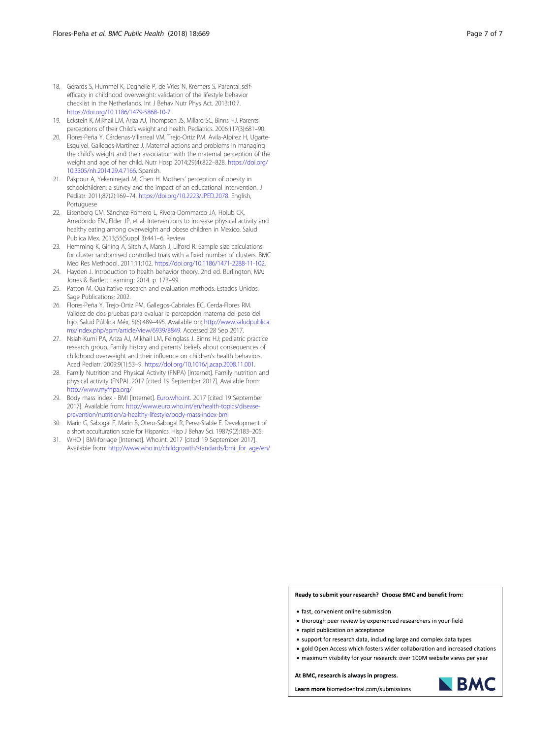18. Gerards S, Hummel K, Dagnelie P, de Vries N, Kremers S. Parental self-efficacy in childhood overweight: validation of the lifestyle behavior checklist in the Netherlands. Int J Behav Nutr Phys Act. 2013;10:7. https://doi.org/10.1186/1479-5868-10-7.
19. Eckstein K, Mikhail LM, Ariza AJ, Thompson JS, Millard SC, Binns HJ. Parents' perceptions of their Child's weight and health. Pediatrics. 2006;117(3):681–90.
20. Flores-Peña Y, Cárdenas-Villarreal VM, Trejo-Ortiz PM, Avila-Alpirez H, Ugarte-Esquivel, Gallegos-Martínez J. Maternal actions and problems in managing the child's weight and their association with the maternal perception of the weight and age of her child. Nutr Hosp 2014;29(4):822–828. https://doi.org/10.3305/nh.2014.29.4.7166. Spanish.
21. Pakpour A, Yekaninejad M, Chen H. Mothers' perception of obesity in schoolchildren: a survey and the impact of an educational intervention. J Pediatr. 2011;87(2):169–74. https://doi.org/10.2223/JPED.2078. English, Portuguese
22. Eisenberg CM, Sánchez-Romero L, Rivera-Dommarco JA, Holub CK, Arredondo EM, Elder JP, et al. Interventions to increase physical activity and healthy eating among overweight and obese children in Mexico. Salud Publica Mex. 2013;55(Suppl 3):441–6. Review
23. Hemming K, Girling A, Sitch A, Marsh J, Lilford R. Sample size calculations for cluster randomised controlled trials with a fixed number of clusters. BMC Med Res Methodol. 2011;11:102. https://doi.org/10.1186/1471-2288-11-102.
24. Hayden J. Introduction to health behavior theory. 2nd ed. Burlington, MA: Jones & Bartlett Learning; 2014. p. 173–99.
25. Patton M. Qualitative research and evaluation methods. Estados Unidos: Sage Publications; 2002.
26. Flores-Peña Y, Trejo-Ortiz PM, Gallegos-Cabriales EC, Cerda-Flores RM. Validez de dos pruebas para evaluar la percepción materna del peso del hijo. Salud Pública Méx, 5(6):489–495. Available on: http://www.saludpublica.mx/index.php/spm/article/view/6939/8849. Accessed 28 Sep 2017.
27. Nsiah-Kumi PA, Ariza AJ, Mikhail LM, Feinglass J. Binns HJ; pediatric practice research group. Family history and parents' beliefs about consequences of childhood overweight and their influence on children's health behaviors. Acad Pediatr. 2009;9(1):53–9. https://doi.org/10.1016/j.acap.2008.11.001.
28. Family Nutrition and Physical Activity (FNPA) [Internet]. Family nutrition and physical activity (FNPA). 2017 [cited 19 September 2017]. Available from: http://www.myfnpa.org/
29. Body mass index - BMI [Internet]. Euro.who.int. 2017 [cited 19 September 2017]. Available from: http://www.euro.who.int/en/health-topics/disease-prevention/nutrition/a-healthy-lifestyle/body-mass-index-bmi
30. Marin G, Sabogal F, Marin B, Otero-Sabogal R, Perez-Stable E. Development of a short acculturation scale for Hispanics. Hisp J Behav Sci. 1987;9(2):183–205.
31. WHO | BMI-for-age [Internet]. Who.int. 2017 [cited 19 September 2017]. Available from: http://www.who.int/childgrowth/standards/bmi_for_age/en/

**Ready to submit your research? Choose BMC and benefit from:**

- fast, convenient online submission
- thorough peer review by experienced researchers in your field
- rapid publication on acceptance
- support for research data, including large and complex data types
- gold Open Access which fosters wider collaboration and increased citations
- maximum visibility for your research: over 100M website views per year

**At BMC, research is always in progress.**

**Learn more** biomedcentral.com/submissions

BMC